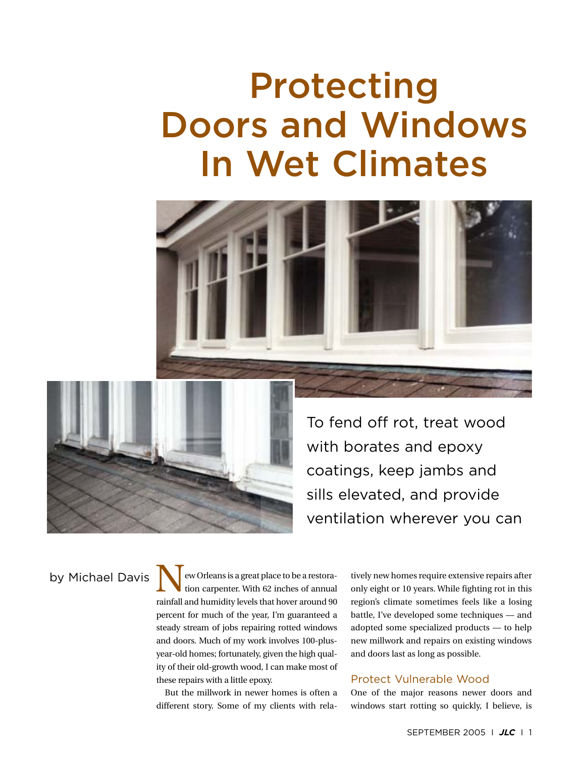# Protecting Doors and Windows In Wet Climates

To fend off rot, treat wood with borates and epoxy coatings, keep jambs and sills elevated, and provide ventilation wherever you can

by Michael Davis

New Orleans is a great place to be a restoration carpenter. With 62 inches of annual rainfall and humidity levels that hover around 90 percent for much of the year, I'm guaranteed a steady stream of jobs repairing rotted windows and doors. Much of my work involves 100-plus-year-old homes; fortunately, given the high quality of their old-growth wood, I can make most of these repairs with a little epoxy.

But the millwork in newer homes is often a different story. Some of my clients with relatively new homes require extensive repairs after only eight or 10 years. While fighting rot in this region's climate sometimes feels like a losing battle, I've developed some techniques — and adopted some specialized products — to help new millwork and repairs on existing windows and doors last as long as possible.

## Protect Vulnerable Wood

One of the major reasons newer doors and windows start rotting so quickly, I believe, is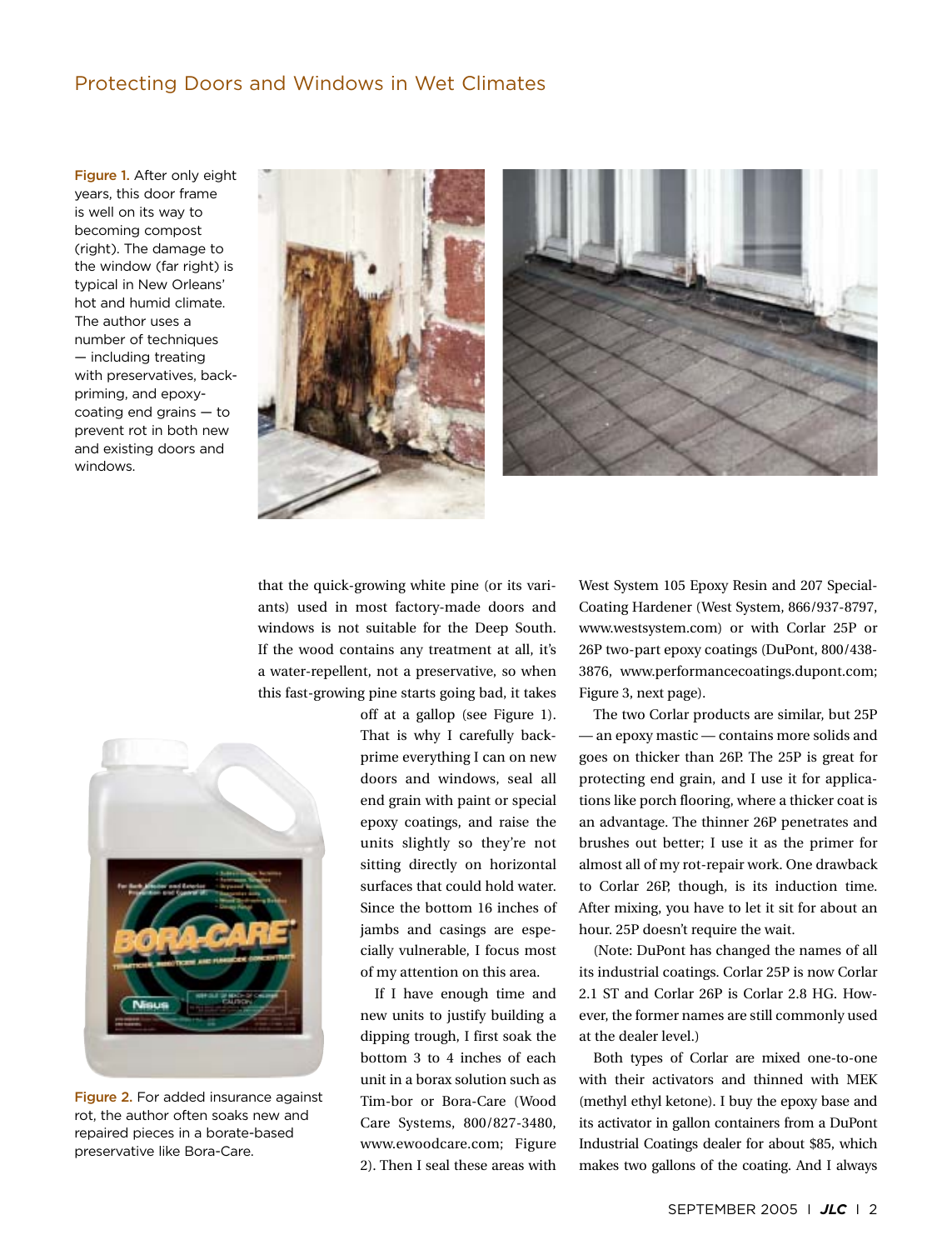Figure 1. After only eight years, this door frame is well on its way to becoming compost (right). The damage to the window (far right) is typical in New Orleans' hot and humid climate. The author uses a number of techniques — including treating with preservatives, back-priming, and epoxy-coating end grains — to prevent rot in both new and existing doors and windows.

that the quick-growing white pine (or its variants) used in most factory-made doors and windows is not suitable for the Deep South. If the wood contains any treatment at all, it's a water-repellent, not a preservative, so when this fast-growing pine starts going bad, it takes off at a gallop (see Figure 1). That is why I carefully back-prime everything I can on new doors and windows, seal all end grain with paint or special epoxy coatings, and raise the units slightly so they're not sitting directly on horizontal surfaces that could hold water. Since the bottom 16 inches of jambs and casings are especially vulnerable, I focus most of my attention on this area.

If I have enough time and new units to justify building a dipping trough, I first soak the bottom 3 to 4 inches of each unit in a borax solution such as Tim-bor or Bora-Care (Wood Care Systems, 800/827-3480, www.ewoodcare.com; Figure 2). Then I seal these areas with West System 105 Epoxy Resin and 207 Special-Coating Hardener (West System, 866/937-8797, www.westsystem.com) or with Corlar 25P or 26P two-part epoxy coatings (DuPont, 800/438-3876, www.performancecoatings.dupont.com; Figure 3, next page).

Figure 2. For added insurance against rot, the author often soaks new and repaired pieces in a borate-based preservative like Bora-Care.

The two Corlar products are similar, but 25P — an epoxy mastic — contains more solids and goes on thicker than 26P. The 25P is great for protecting end grain, and I use it for applications like porch flooring, where a thicker coat is an advantage. The thinner 26P penetrates and brushes out better; I use it as the primer for almost all of my rot-repair work. One drawback to Corlar 26P, though, is its induction time. After mixing, you have to let it sit for about an hour. 25P doesn't require the wait.

(Note: DuPont has changed the names of all its industrial coatings. Corlar 25P is now Corlar 2.1 ST and Corlar 26P is Corlar 2.8 HG. However, the former names are still commonly used at the dealer level.)

Both types of Corlar are mixed one-to-one with their activators and thinned with MEK (methyl ethyl ketone). I buy the epoxy base and its activator in gallon containers from a DuPont Industrial Coatings dealer for about $85, which makes two gallons of the coating. And I always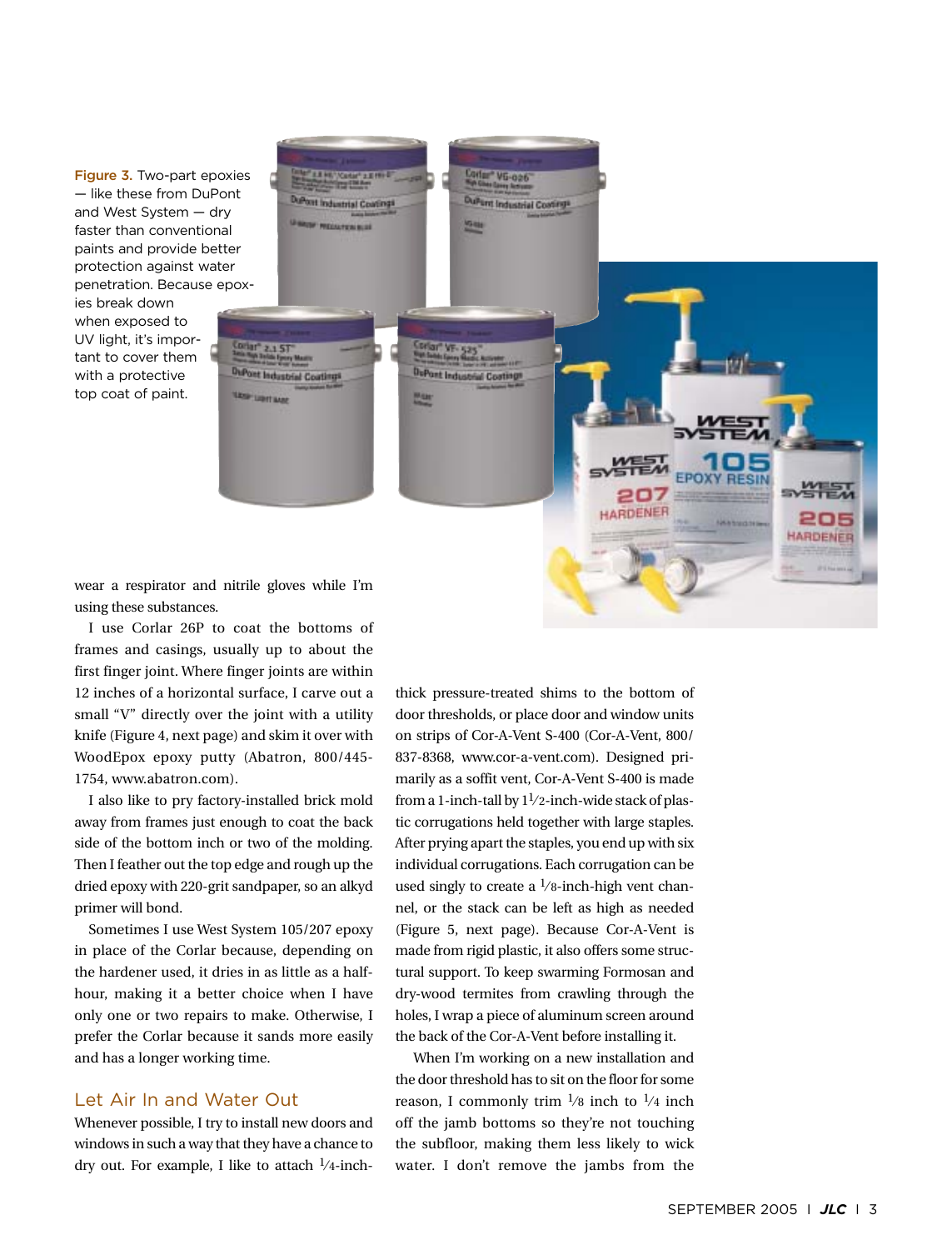Figure 3. Two-part epoxies — like these from DuPont and West System — dry faster than conventional paints and provide better protection against water penetration. Because epoxies break down when exposed to UV light, it's important to cover them with a protective top coat of paint.

wear a respirator and nitrile gloves while I'm using these substances.

I use Corlar 26P to coat the bottoms of frames and casings, usually up to about the first finger joint. Where finger joints are within 12 inches of a horizontal surface, I carve out a small "V" directly over the joint with a utility knife (Figure 4, next page) and skim it over with WoodEpox epoxy putty (Abatron, 800/445-1754, www.abatron.com).

I also like to pry factory-installed brick mold away from frames just enough to coat the back side of the bottom inch or two of the molding. Then I feather out the top edge and rough up the dried epoxy with 220-grit sandpaper, so an alkyd primer will bond.

Sometimes I use West System 105/207 epoxy in place of the Corlar because, depending on the hardener used, it dries in as little as a half-hour, making it a better choice when I have only one or two repairs to make. Otherwise, I prefer the Corlar because it sands more easily and has a longer working time.

## Let Air In and Water Out

Whenever possible, I try to install new doors and windows in such a way that they have a chance to dry out. For example, I like to attach 1/4-inch-thick pressure-treated shims to the bottom of door thresholds, or place door and window units on strips of Cor-A-Vent S-400 (Cor-A-Vent, 800/837-8368, www.cor-a-vent.com). Designed primarily as a soffit vent, Cor-A-Vent S-400 is made from a 1-inch-tall by 1 1/2-inch-wide stack of plastic corrugations held together with large staples. After prying apart the staples, you end up with six individual corrugations. Each corrugation can be used singly to create a 1/8-inch-high vent channel, or the stack can be left as high as needed (Figure 5, next page). Because Cor-A-Vent is made from rigid plastic, it also offers some structural support. To keep swarming Formosan and dry-wood termites from crawling through the holes, I wrap a piece of aluminum screen around the back of the Cor-A-Vent before installing it.

When I'm working on a new installation and the door threshold has to sit on the floor for some reason, I commonly trim 1/8 inch to 1/4 inch off the jamb bottoms so they're not touching the subfloor, making them less likely to wick water. I don't remove the jambs from the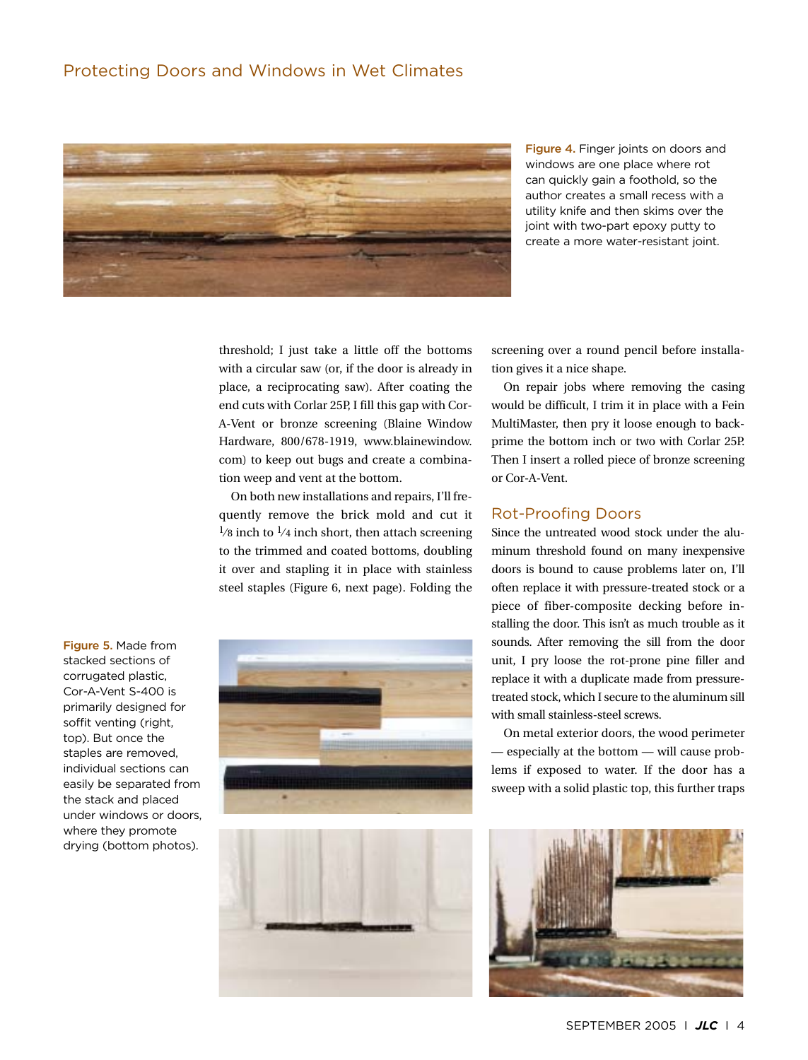Figure 4. Finger joints on doors and windows are one place where rot can quickly gain a foothold, so the author creates a small recess with a utility knife and then skims over the joint with two-part epoxy putty to create a more water-resistant joint.

threshold; I just take a little off the bottoms with a circular saw (or, if the door is already in place, a reciprocating saw). After coating the end cuts with Corlar 25P, I fill this gap with Cor-A-Vent or bronze screening (Blaine Window Hardware, 800/678-1919, www.blainewindow.com) to keep out bugs and create a combination weep and vent at the bottom.

On both new installations and repairs, I'll frequently remove the brick mold and cut it 1/8 inch to 1/4 inch short, then attach screening to the trimmed and coated bottoms, doubling it over and stapling it in place with stainless steel staples (Figure 6, next page). Folding the screening over a round pencil before installation gives it a nice shape.

On repair jobs where removing the casing would be difficult, I trim it in place with a Fein MultiMaster, then pry it loose enough to back-prime the bottom inch or two with Corlar 25P. Then I insert a rolled piece of bronze screening or Cor-A-Vent.

## Rot-Proofing Doors

Since the untreated wood stock under the aluminum threshold found on many inexpensive doors is bound to cause problems later on, I'll often replace it with pressure-treated stock or a piece of fiber-composite decking before installing the door. This isn't as much trouble as it sounds. After removing the sill from the door unit, I pry loose the rot-prone pine filler and replace it with a duplicate made from pressure-treated stock, which I secure to the aluminum sill with small stainless-steel screws.

On metal exterior doors, the wood perimeter — especially at the bottom — will cause problems if exposed to water. If the door has a sweep with a solid plastic top, this further traps

Figure 5. Made from stacked sections of corrugated plastic, Cor-A-Vent S-400 is primarily designed for soffit venting (right, top). But once the staples are removed, individual sections can easily be separated from the stack and placed under windows or doors, where they promote drying (bottom photos).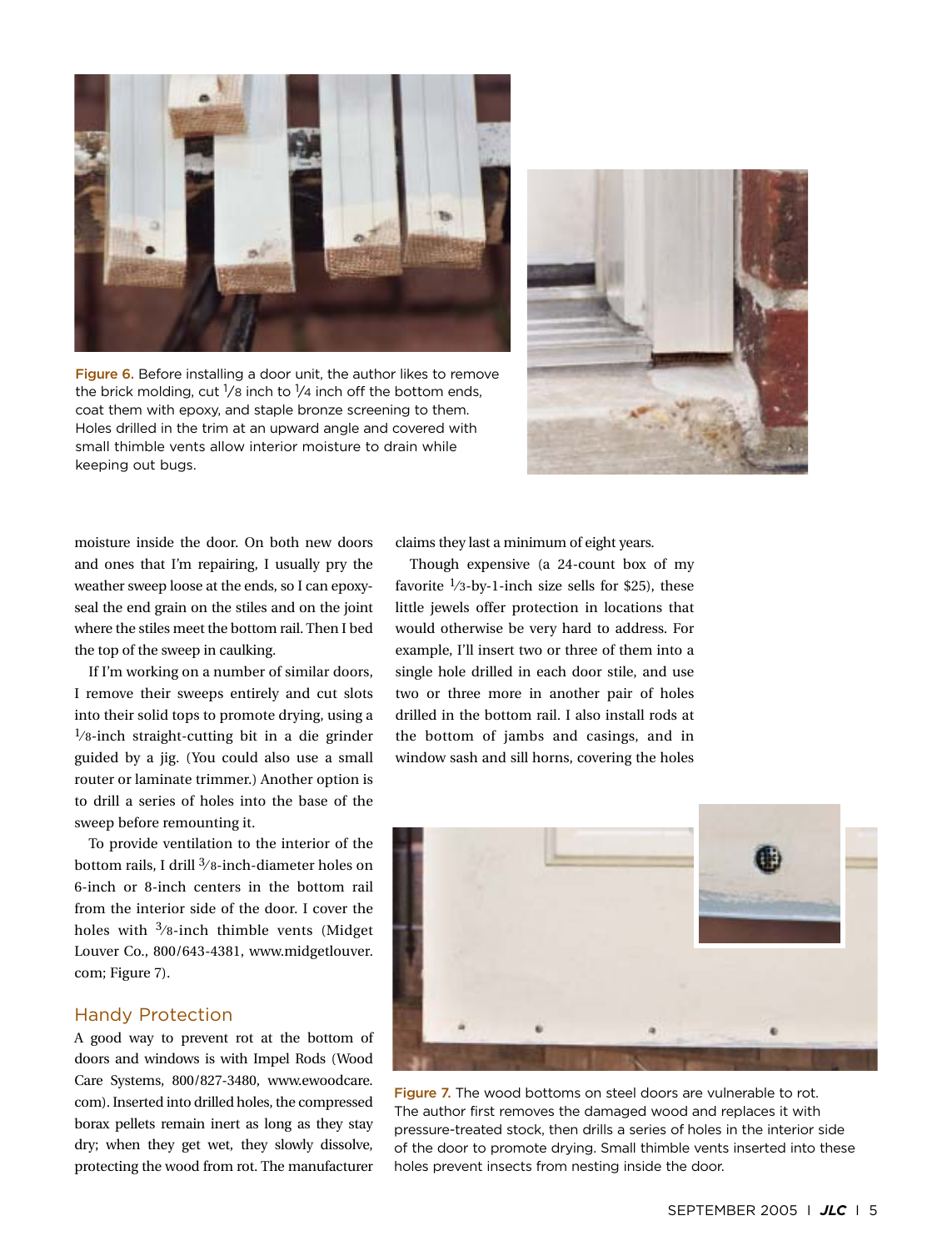Figure 6. Before installing a door unit, the author likes to remove the brick molding, cut 1/8 inch to 1/4 inch off the bottom ends, coat them with epoxy, and staple bronze screening to them. Holes drilled in the trim at an upward angle and covered with small thimble vents allow interior moisture to drain while keeping out bugs.

moisture inside the door. On both new doors and ones that I'm repairing, I usually pry the weather sweep loose at the ends, so I can epoxy-seal the end grain on the stiles and on the joint where the stiles meet the bottom rail. Then I bed the top of the sweep in caulking.

If I'm working on a number of similar doors, I remove their sweeps entirely and cut slots into their solid tops to promote drying, using a 1/8-inch straight-cutting bit in a die grinder guided by a jig. (You could also use a small router or laminate trimmer.) Another option is to drill a series of holes into the base of the sweep before remounting it.

To provide ventilation to the interior of the bottom rails, I drill 3/8-inch-diameter holes on 6-inch or 8-inch centers in the bottom rail from the interior side of the door. I cover the holes with 3/8-inch thimble vents (Midget Louver Co., 800/643-4381, www.midgetlouver.com; Figure 7).

## Handy Protection

A good way to prevent rot at the bottom of doors and windows is with Impel Rods (Wood Care Systems, 800/827-3480, www.ewoodcare.com). Inserted into drilled holes, the compressed borax pellets remain inert as long as they stay dry; when they get wet, they slowly dissolve, protecting the wood from rot. The manufacturer claims they last a minimum of eight years.

Though expensive (a 24-count box of my favorite 1/3-by-1-inch size sells for $25), these little jewels offer protection in locations that would otherwise be very hard to address. For example, I'll insert two or three of them into a single hole drilled in each door stile, and use two or three more in another pair of holes drilled in the bottom rail. I also install rods at the bottom of jambs and casings, and in window sash and sill horns, covering the holes

Figure 7. The wood bottoms on steel doors are vulnerable to rot. The author first removes the damaged wood and replaces it with pressure-treated stock, then drills a series of holes in the interior side of the door to promote drying. Small thimble vents inserted into these holes prevent insects from nesting inside the door.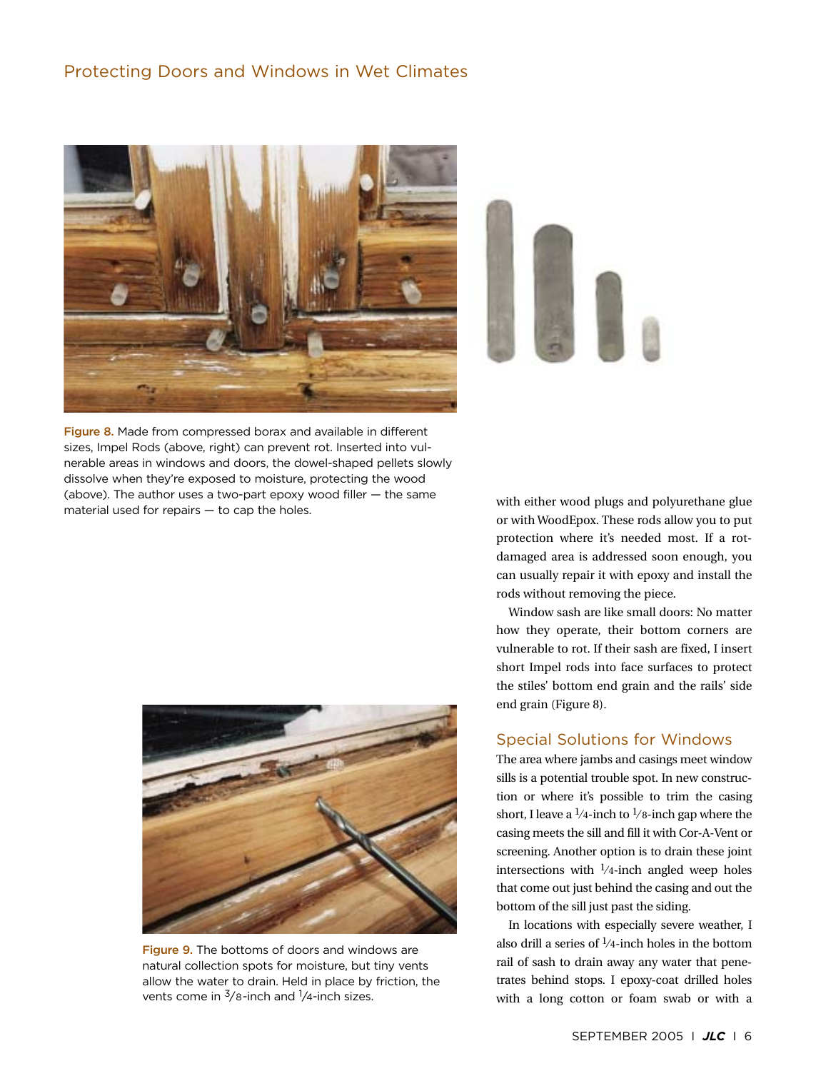Figure 8. Made from compressed borax and available in different sizes, Impel Rods (above, right) can prevent rot. Inserted into vulnerable areas in windows and doors, the dowel-shaped pellets slowly dissolve when they're exposed to moisture, protecting the wood (above). The author uses a two-part epoxy wood filler — the same material used for repairs — to cap the holes.

Figure 9. The bottoms of doors and windows are natural collection spots for moisture, but tiny vents allow the water to drain. Held in place by friction, the vents come in 3/8-inch and 1/4-inch sizes.

with either wood plugs and polyurethane glue or with WoodEpox. These rods allow you to put protection where it's needed most. If a rot-damaged area is addressed soon enough, you can usually repair it with epoxy and install the rods without removing the piece.

Window sash are like small doors: No matter how they operate, their bottom corners are vulnerable to rot. If their sash are fixed, I insert short Impel rods into face surfaces to protect the stiles' bottom end grain and the rails' side end grain (Figure 8).

## Special Solutions for Windows

The area where jambs and casings meet window sills is a potential trouble spot. In new construction or where it's possible to trim the casing short, I leave a 1/4-inch to 1/8-inch gap where the casing meets the sill and fill it with Cor-A-Vent or screening. Another option is to drain these joint intersections with 1/4-inch angled weep holes that come out just behind the casing and out the bottom of the sill just past the siding.

In locations with especially severe weather, I also drill a series of 1/4-inch holes in the bottom rail of sash to drain away any water that penetrates behind stops. I epoxy-coat drilled holes with a long cotton or foam swab or with a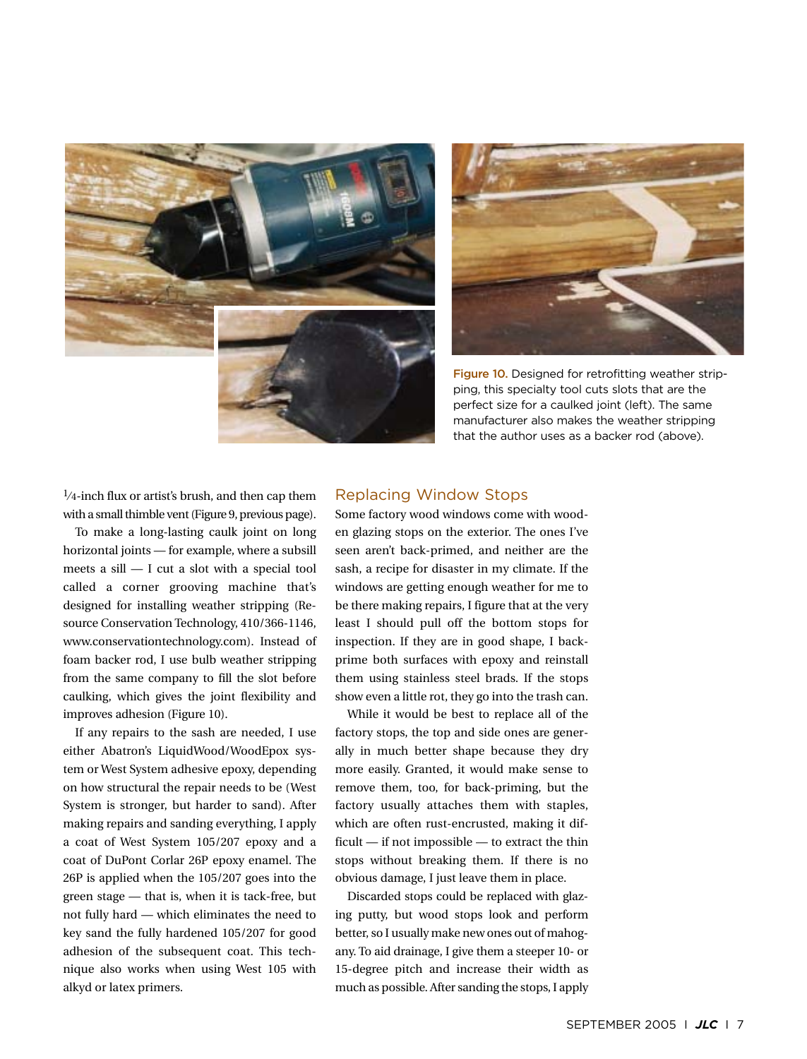Figure 10. Designed for retrofitting weather stripping, this specialty tool cuts slots that are the perfect size for a caulked joint (left). The same manufacturer also makes the weather stripping that the author uses as a backer rod (above).

1/4-inch flux or artist's brush, and then cap them with a small thimble vent (Figure 9, previous page).

To make a long-lasting caulk joint on long horizontal joints — for example, where a subsill meets a sill — I cut a slot with a special tool called a corner grooving machine that's designed for installing weather stripping (Resource Conservation Technology, 410/366-1146, www.conservationtechnology.com). Instead of foam backer rod, I use bulb weather stripping from the same company to fill the slot before caulking, which gives the joint flexibility and improves adhesion (Figure 10).

If any repairs to the sash are needed, I use either Abatron's LiquidWood/WoodEpox system or West System adhesive epoxy, depending on how structural the repair needs to be (West System is stronger, but harder to sand). After making repairs and sanding everything, I apply a coat of West System 105/207 epoxy and a coat of DuPont Corlar 26P epoxy enamel. The 26P is applied when the 105/207 goes into the green stage — that is, when it is tack-free, but not fully hard — which eliminates the need to key sand the fully hardened 105/207 for good adhesion of the subsequent coat. This technique also works when using West 105 with alkyd or latex primers.

## Replacing Window Stops

Some factory wood windows come with wooden glazing stops on the exterior. The ones I've seen aren't back-primed, and neither are the sash, a recipe for disaster in my climate. If the windows are getting enough weather for me to be there making repairs, I figure that at the very least I should pull off the bottom stops for inspection. If they are in good shape, I back-prime both surfaces with epoxy and reinstall them using stainless steel brads. If the stops show even a little rot, they go into the trash can.

While it would be best to replace all of the factory stops, the top and side ones are generally in much better shape because they dry more easily. Granted, it would make sense to remove them, too, for back-priming, but the factory usually attaches them with staples, which are often rust-encrusted, making it difficult — if not impossible — to extract the thin stops without breaking them. If there is no obvious damage, I just leave them in place.

Discarded stops could be replaced with glazing putty, but wood stops look and perform better, so I usually make new ones out of mahogany. To aid drainage, I give them a steeper 10- or 15-degree pitch and increase their width as much as possible. After sanding the stops, I apply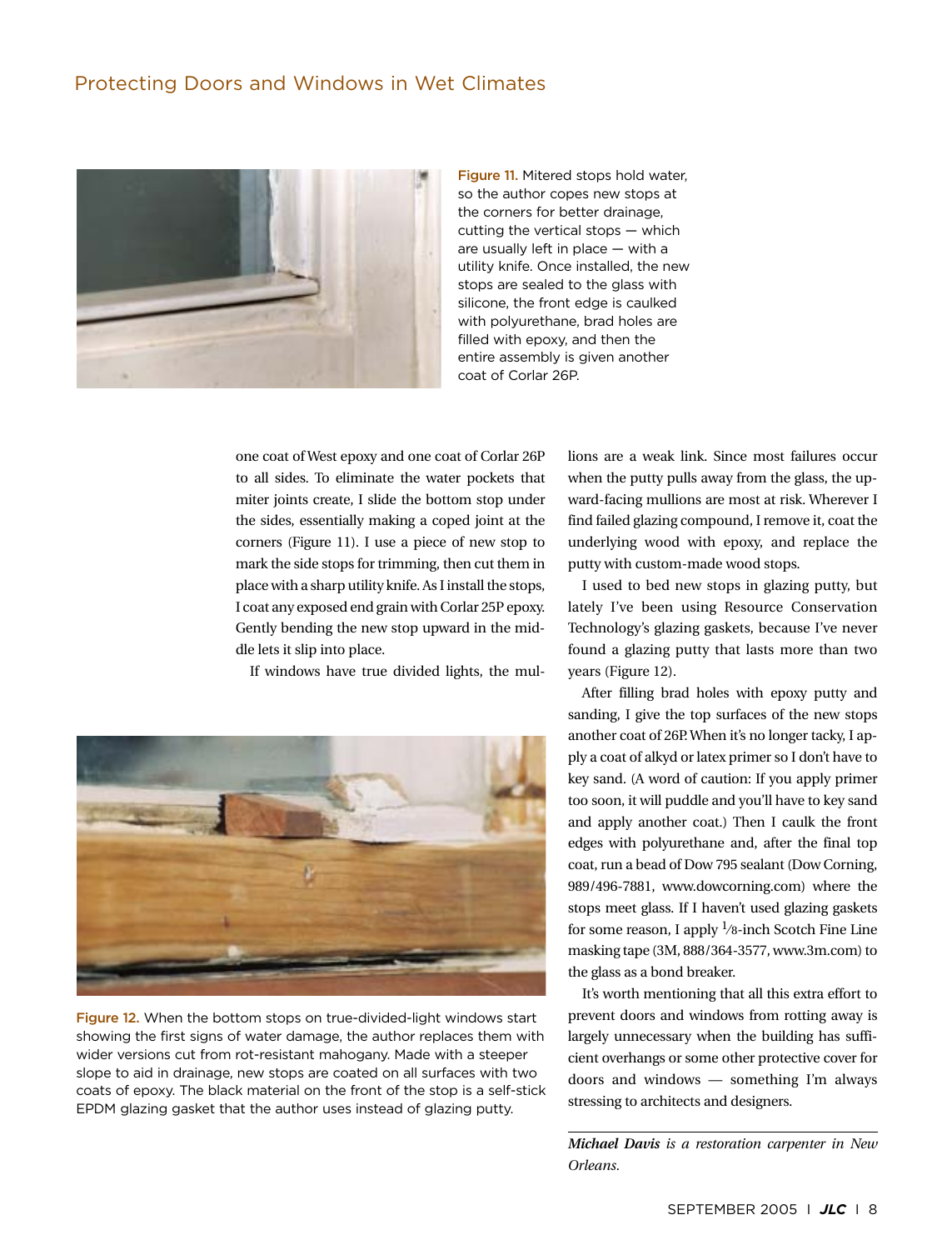Figure 11. Mitered stops hold water, so the author copes new stops at the corners for better drainage, cutting the vertical stops — which are usually left in place — with a utility knife. Once installed, the new stops are sealed to the glass with silicone, the front edge is caulked with polyurethane, brad holes are filled with epoxy, and then the entire assembly is given another coat of Corlar 26P.

one coat of West epoxy and one coat of Corlar 26P to all sides. To eliminate the water pockets that miter joints create, I slide the bottom stop under the sides, essentially making a coped joint at the corners (Figure 11). I use a piece of new stop to mark the side stops for trimming, then cut them in place with a sharp utility knife. As I install the stops, I coat any exposed end grain with Corlar 25P epoxy. Gently bending the new stop upward in the middle lets it slip into place.

If windows have true divided lights, the mullions are a weak link. Since most failures occur when the putty pulls away from the glass, the upward-facing mullions are most at risk. Wherever I find failed glazing compound, I remove it, coat the underlying wood with epoxy, and replace the putty with custom-made wood stops.

I used to bed new stops in glazing putty, but lately I've been using Resource Conservation Technology's glazing gaskets, because I've never found a glazing putty that lasts more than two years (Figure 12).

After filling brad holes with epoxy putty and sanding, I give the top surfaces of the new stops another coat of 26P. When it's no longer tacky, I apply a coat of alkyd or latex primer so I don't have to key sand. (A word of caution: If you apply primer too soon, it will puddle and you'll have to key sand and apply another coat.) Then I caulk the front edges with polyurethane and, after the final top coat, run a bead of Dow 795 sealant (Dow Corning, 989/496-7881, www.dowcorning.com) where the stops meet glass. If I haven't used glazing gaskets for some reason, I apply 1/8-inch Scotch Fine Line masking tape (3M, 888/364-3577, www.3m.com) to the glass as a bond breaker.

It's worth mentioning that all this extra effort to prevent doors and windows from rotting away is largely unnecessary when the building has sufficient overhangs or some other protective cover for doors and windows — something I'm always stressing to architects and designers.

Figure 12. When the bottom stops on true-divided-light windows start showing the first signs of water damage, the author replaces them with wider versions cut from rot-resistant mahogany. Made with a steeper slope to aid in drainage, new stops are coated on all surfaces with two coats of epoxy. The black material on the front of the stop is a self-stick EPDM glazing gasket that the author uses instead of glazing putty.

***Michael Davis** is a restoration carpenter in New Orleans.*